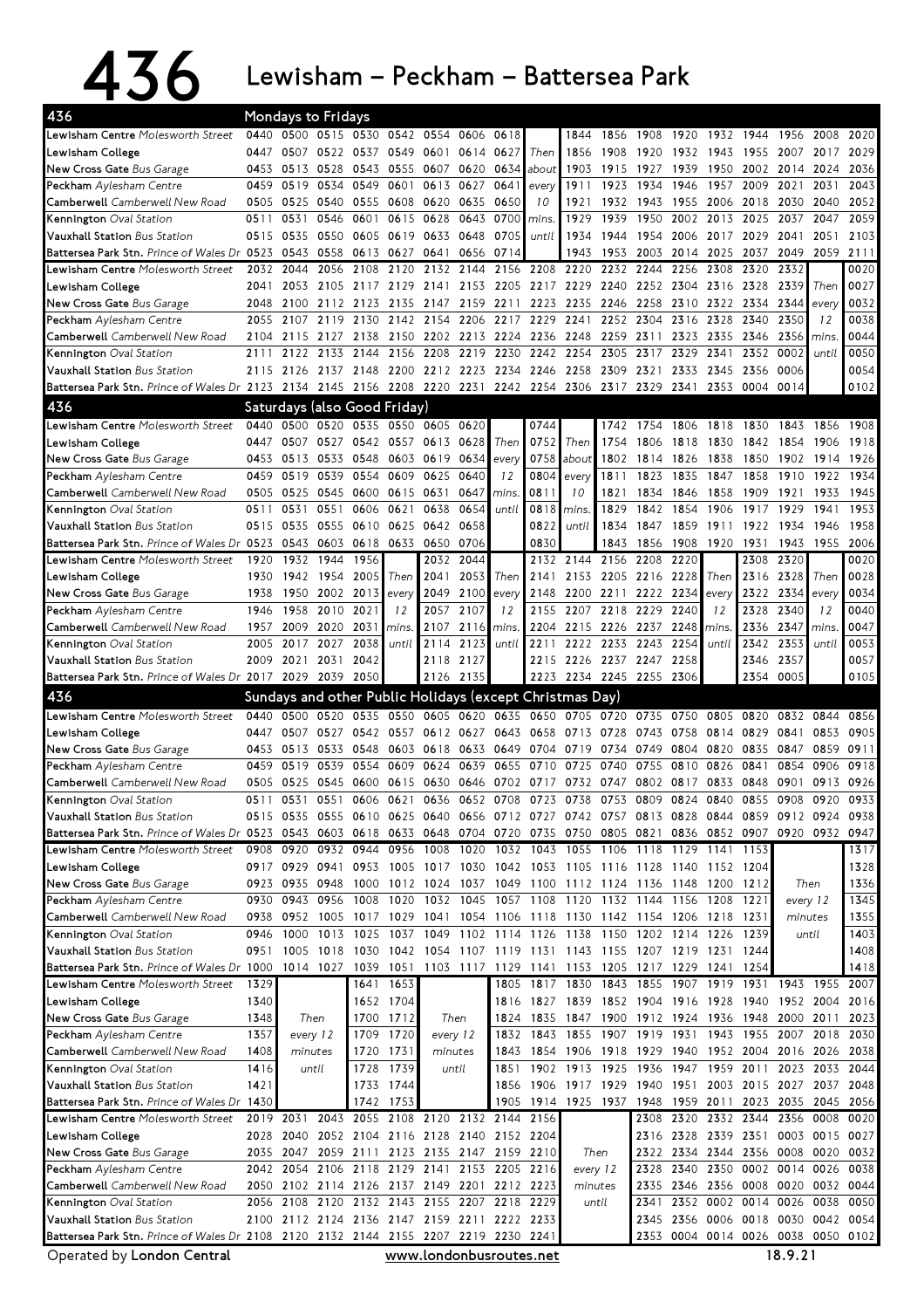# 436 Lewisham – Peckham – Battersea Park

## Mondays to Fridays

| | | | | | | | | | | | | | | | | | | |
|---|---|---|---|---|---|---|---|---|---|---|---|---|---|---|---|---|---|---|
| **Lewisham Centre** *Molesworth Street* | 0440 | 0500 | 0515 | 0530 | 0542 | 0554 | 0606 | 0618 | | 1844 | 1856 | 1908 | 1920 | 1932 | 1944 | 1956 | 2008 | 2020 |
| **Lewisham College** | 0447 | 0507 | 0522 | 0537 | 0549 | 0601 | 0614 | 0627 | Then | 1856 | 1908 | 1920 | 1932 | 1943 | 1955 | 2007 | 2017 | 2029 |
| **New Cross Gate** *Bus Garage* | 0453 | 0513 | 0528 | 0543 | 0555 | 0607 | 0620 | 0634 | about | 1903 | 1915 | 1927 | 1939 | 1950 | 2002 | 2014 | 2024 | 2036 |
| **Peckham** *Aylesham Centre* | 0459 | 0519 | 0534 | 0549 | 0601 | 0613 | 0627 | 0641 | every | 1911 | 1923 | 1934 | 1946 | 1957 | 2009 | 2021 | 2031 | 2043 |
| **Camberwell** *Camberwell New Road* | 0505 | 0525 | 0540 | 0555 | 0608 | 0620 | 0635 | 0650 | 10 | 1921 | 1932 | 1943 | 1955 | 2006 | 2018 | 2030 | 2040 | 2052 |
| **Kennington** *Oval Station* | 0511 | 0531 | 0546 | 0601 | 0615 | 0628 | 0643 | 0700 | mins. | 1929 | 1939 | 1950 | 2002 | 2013 | 2025 | 2037 | 2047 | 2059 |
| **Vauxhall Station** *Bus Station* | 0515 | 0535 | 0550 | 0605 | 0619 | 0633 | 0648 | 0705 | until | 1934 | 1944 | 1954 | 2006 | 2017 | 2029 | 2041 | 2051 | 2103 |
| **Battersea Park Stn.** *Prince of Wales Dr* | 0523 | 0543 | 0558 | 0613 | 0627 | 0641 | 0656 | 0714 | | 1943 | 1953 | 2003 | 2014 | 2025 | 2037 | 2049 | 2059 | 2111 |

| | | | | | | | | | | | | | | | | | | |
|---|---|---|---|---|---|---|---|---|---|---|---|---|---|---|---|---|---|---|
| **Lewisham Centre** *Molesworth Street* | 2032 | 2044 | 2056 | 2108 | 2120 | 2132 | 2144 | 2156 | 2208 | 2220 | 2232 | 2244 | 2256 | 2308 | 2320 | 2332 | | 0020 |
| **Lewisham College** | 2041 | 2053 | 2105 | 2117 | 2129 | 2141 | 2153 | 2205 | 2217 | 2229 | 2240 | 2252 | 2304 | 2316 | 2328 | 2339 | Then | 0027 |
| **New Cross Gate** *Bus Garage* | 2048 | 2100 | 2112 | 2123 | 2135 | 2147 | 2159 | 2211 | 2223 | 2235 | 2246 | 2258 | 2310 | 2322 | 2334 | 2344 | every | 0032 |
| **Peckham** *Aylesham Centre* | 2055 | 2107 | 2119 | 2130 | 2142 | 2154 | 2206 | 2217 | 2229 | 2241 | 2252 | 2304 | 2316 | 2328 | 2340 | 2350 | 12 | 0038 |
| **Camberwell** *Camberwell New Road* | 2104 | 2115 | 2127 | 2138 | 2150 | 2202 | 2213 | 2224 | 2236 | 2248 | 2259 | 2311 | 2323 | 2335 | 2346 | 2356 | mins. | 0044 |
| **Kennington** *Oval Station* | 2111 | 2122 | 2133 | 2144 | 2156 | 2208 | 2219 | 2230 | 2242 | 2254 | 2305 | 2317 | 2329 | 2341 | 2352 | 0002 | until | 0050 |
| **Vauxhall Station** *Bus Station* | 2115 | 2126 | 2137 | 2148 | 2200 | 2212 | 2223 | 2234 | 2246 | 2258 | 2309 | 2321 | 2333 | 2345 | 2356 | 0006 | | 0054 |
| **Battersea Park Stn.** *Prince of Wales Dr* | 2123 | 2134 | 2145 | 2156 | 2208 | 2220 | 2231 | 2242 | 2254 | 2306 | 2317 | 2329 | 2341 | 2353 | 0004 | 0014 | | 0102 |

## Saturdays (also Good Friday)

| | | | | | | | | | | | | | | | | | | |
|---|---|---|---|---|---|---|---|---|---|---|---|---|---|---|---|---|---|---|
| **Lewisham Centre** *Molesworth Street* | 0440 | 0500 | 0520 | 0535 | 0550 | 0605 | 0620 | | 0744 | | 1742 | 1754 | 1806 | 1818 | 1830 | 1843 | 1856 | 1908 |
| **Lewisham College** | 0447 | 0507 | 0527 | 0542 | 0557 | 0613 | 0628 | Then | 0752 | Then | 1754 | 1806 | 1818 | 1830 | 1842 | 1854 | 1906 | 1918 |
| **New Cross Gate** *Bus Garage* | 0453 | 0513 | 0533 | 0548 | 0603 | 0619 | 0634 | every | 0758 | about | 1802 | 1814 | 1826 | 1838 | 1850 | 1902 | 1914 | 1926 |
| **Peckham** *Aylesham Centre* | 0459 | 0519 | 0539 | 0554 | 0609 | 0625 | 0640 | 12 | 0804 | every | 1811 | 1823 | 1835 | 1847 | 1858 | 1910 | 1922 | 1934 |
| **Camberwell** *Camberwell New Road* | 0505 | 0525 | 0545 | 0600 | 0615 | 0631 | 0647 | mins. | 0811 | 10 | 1821 | 1834 | 1846 | 1858 | 1909 | 1921 | 1933 | 1945 |
| **Kennington** *Oval Station* | 0511 | 0531 | 0551 | 0606 | 0621 | 0638 | 0654 | until | 0818 | mins. | 1829 | 1842 | 1854 | 1906 | 1917 | 1929 | 1941 | 1953 |
| **Vauxhall Station** *Bus Station* | 0515 | 0535 | 0555 | 0610 | 0625 | 0642 | 0658 | | 0822 | until | 1834 | 1847 | 1859 | 1911 | 1922 | 1934 | 1946 | 1958 |
| **Battersea Park Stn.** *Prince of Wales Dr* | 0523 | 0543 | 0603 | 0618 | 0633 | 0650 | 0706 | | 0830 | | 1843 | 1856 | 1908 | 1920 | 1931 | 1943 | 1955 | 2006 |

| | | | | | | | | | | | | | | | | | | |
|---|---|---|---|---|---|---|---|---|---|---|---|---|---|---|---|---|---|---|
| **Lewisham Centre** *Molesworth Street* | 1920 | 1932 | 1944 | 1956 | | 2032 | 2044 | | 2132 | 2144 | 2156 | 2208 | 2220 | | 2308 | 2320 | | 0020 |
| **Lewisham College** | 1930 | 1942 | 1954 | 2005 | Then | 2041 | 2053 | Then | 2141 | 2153 | 2205 | 2216 | 2228 | Then | 2316 | 2328 | Then | 0028 |
| **New Cross Gate** *Bus Garage* | 1938 | 1950 | 2002 | 2013 | every | 2049 | 2100 | every | 2148 | 2200 | 2211 | 2222 | 2234 | every | 2322 | 2334 | every | 0034 |
| **Peckham** *Aylesham Centre* | 1946 | 1958 | 2010 | 2021 | 12 | 2057 | 2107 | 12 | 2155 | 2207 | 2218 | 2229 | 2240 | 12 | 2328 | 2340 | 12 | 0040 |
| **Camberwell** *Camberwell New Road* | 1957 | 2009 | 2020 | 2031 | mins. | 2107 | 2116 | mins. | 2204 | 2215 | 2226 | 2237 | 2248 | mins. | 2336 | 2347 | mins. | 0047 |
| **Kennington** *Oval Station* | 2005 | 2017 | 2027 | 2038 | until | 2114 | 2123 | until | 2211 | 2222 | 2233 | 2243 | 2254 | until | 2342 | 2353 | until | 0053 |
| **Vauxhall Station** *Bus Station* | 2009 | 2021 | 2031 | 2042 | | 2118 | 2127 | | 2215 | 2226 | 2237 | 2247 | 2258 | | 2346 | 2357 | | 0057 |
| **Battersea Park Stn.** *Prince of Wales Dr* | 2017 | 2029 | 2039 | 2050 | | 2126 | 2135 | | 2223 | 2234 | 2245 | 2255 | 2306 | | 2354 | 0005 | | 0105 |

## Sundays and other Public Holidays (except Christmas Day)

| | | | | | | | | | | | | | | | | | | |
|---|---|---|---|---|---|---|---|---|---|---|---|---|---|---|---|---|---|---|
| **Lewisham Centre** *Molesworth Street* | 0440 | 0500 | 0520 | 0535 | 0550 | 0605 | 0620 | 0635 | 0650 | 0705 | 0720 | 0735 | 0750 | 0805 | 0820 | 0832 | 0844 | 0856 |
| **Lewisham College** | 0447 | 0507 | 0527 | 0542 | 0557 | 0612 | 0627 | 0643 | 0658 | 0713 | 0728 | 0743 | 0758 | 0814 | 0829 | 0841 | 0853 | 0905 |
| **New Cross Gate** *Bus Garage* | 0453 | 0513 | 0533 | 0548 | 0603 | 0618 | 0633 | 0649 | 0704 | 0719 | 0734 | 0749 | 0804 | 0820 | 0835 | 0847 | 0859 | 0911 |
| **Peckham** *Aylesham Centre* | 0459 | 0519 | 0539 | 0554 | 0609 | 0624 | 0639 | 0655 | 0710 | 0725 | 0740 | 0755 | 0810 | 0826 | 0841 | 0854 | 0906 | 0918 |
| **Camberwell** *Camberwell New Road* | 0505 | 0525 | 0545 | 0600 | 0615 | 0630 | 0646 | 0702 | 0717 | 0732 | 0747 | 0802 | 0817 | 0833 | 0848 | 0901 | 0913 | 0926 |
| **Kennington** *Oval Station* | 0511 | 0531 | 0551 | 0606 | 0621 | 0636 | 0652 | 0708 | 0723 | 0738 | 0753 | 0809 | 0824 | 0840 | 0855 | 0908 | 0920 | 0933 |
| **Vauxhall Station** *Bus Station* | 0515 | 0535 | 0555 | 0610 | 0625 | 0640 | 0656 | 0712 | 0727 | 0742 | 0757 | 0813 | 0828 | 0844 | 0859 | 0912 | 0924 | 0938 |
| **Battersea Park Stn.** *Prince of Wales Dr* | 0523 | 0543 | 0603 | 0618 | 0633 | 0648 | 0704 | 0720 | 0735 | 0750 | 0805 | 0821 | 0836 | 0852 | 0907 | 0920 | 0932 | 0947 |

| | | | | | | | | | | | | | | | | | | |
|---|---|---|---|---|---|---|---|---|---|---|---|---|---|---|---|---|---|---|
| **Lewisham Centre** *Molesworth Street* | 0908 | 0920 | 0932 | 0944 | 0956 | 1008 | 1020 | 1032 | 1043 | 1055 | 1106 | 1118 | 1129 | 1141 | 1153 | | | 1317 |
| **Lewisham College** | 0917 | 0929 | 0941 | 0953 | 1005 | 1017 | 1030 | 1042 | 1053 | 1105 | 1116 | 1128 | 1140 | 1152 | 1204 | | | 1328 |
| **New Cross Gate** *Bus Garage* | 0923 | 0935 | 0948 | 1000 | 1012 | 1024 | 1037 | 1049 | 1100 | 1112 | 1124 | 1136 | 1148 | 1200 | 1212 | Then | | 1336 |
| **Peckham** *Aylesham Centre* | 0930 | 0943 | 0956 | 1008 | 1020 | 1032 | 1045 | 1057 | 1108 | 1120 | 1132 | 1144 | 1156 | 1208 | 1221 | every 12 | | 1345 |
| **Camberwell** *Camberwell New Road* | 0938 | 0952 | 1005 | 1017 | 1029 | 1041 | 1054 | 1106 | 1118 | 1130 | 1142 | 1154 | 1206 | 1218 | 1231 | minutes | | 1355 |
| **Kennington** *Oval Station* | 0946 | 1000 | 1013 | 1025 | 1037 | 1049 | 1102 | 1114 | 1126 | 1138 | 1150 | 1202 | 1214 | 1226 | 1239 | until | | 1403 |
| **Vauxhall Station** *Bus Station* | 0951 | 1005 | 1018 | 1030 | 1042 | 1054 | 1107 | 1119 | 1131 | 1143 | 1155 | 1207 | 1219 | 1231 | 1244 | | | 1408 |
| **Battersea Park Stn.** *Prince of Wales Dr* | 1000 | 1014 | 1027 | 1039 | 1051 | 1103 | 1117 | 1129 | 1141 | 1153 | 1205 | 1217 | 1229 | 1241 | 1254 | | | 1418 |

| | | | | | | | | | | | | | | | | | | |
|---|---|---|---|---|---|---|---|---|---|---|---|---|---|---|---|---|---|---|
| **Lewisham Centre** *Molesworth Street* | 1329 | | | 1641 | 1653 | | | 1805 | 1817 | 1830 | 1843 | 1855 | 1907 | 1919 | 1931 | 1943 | 1955 | 2007 |
| **Lewisham College** | 1340 | | | 1652 | 1704 | | | 1816 | 1827 | 1839 | 1852 | 1904 | 1916 | 1928 | 1940 | 1952 | 2004 | 2016 |
| **New Cross Gate** *Bus Garage* | 1348 | Then | | 1700 | 1712 | Then | | 1824 | 1835 | 1847 | 1900 | 1912 | 1924 | 1936 | 1948 | 2000 | 2011 | 2023 |
| **Peckham** *Aylesham Centre* | 1357 | every 12 | | 1709 | 1720 | every 12 | | 1832 | 1843 | 1855 | 1907 | 1919 | 1931 | 1943 | 1955 | 2007 | 2018 | 2030 |
| **Camberwell** *Camberwell New Road* | 1408 | minutes | | 1720 | 1731 | minutes | | 1843 | 1854 | 1906 | 1918 | 1929 | 1940 | 1952 | 2004 | 2016 | 2026 | 2038 |
| **Kennington** *Oval Station* | 1416 | until | | 1728 | 1739 | until | | 1851 | 1902 | 1913 | 1925 | 1936 | 1947 | 1959 | 2011 | 2023 | 2033 | 2044 |
| **Vauxhall Station** *Bus Station* | 1421 | | | 1733 | 1744 | | | 1856 | 1906 | 1917 | 1929 | 1940 | 1951 | 2003 | 2015 | 2027 | 2037 | 2048 |
| **Battersea Park Stn.** *Prince of Wales Dr* | 1430 | | | 1742 | 1753 | | | 1905 | 1914 | 1925 | 1937 | 1948 | 1959 | 2011 | 2023 | 2035 | 2045 | 2056 |

| | | | | | | | | | | | | | | | | | | |
|---|---|---|---|---|---|---|---|---|---|---|---|---|---|---|---|---|---|---|
| **Lewisham Centre** *Molesworth Street* | 2019 | 2031 | 2043 | 2055 | 2108 | 2120 | 2132 | 2144 | 2156 | | | 2308 | 2320 | 2332 | 2344 | 2356 | 0008 | 0020 |
| **Lewisham College** | 2028 | 2040 | 2052 | 2104 | 2116 | 2128 | 2140 | 2152 | 2204 | | | 2316 | 2328 | 2339 | 2351 | 0003 | 0015 | 0027 |
| **New Cross Gate** *Bus Garage* | 2035 | 2047 | 2059 | 2111 | 2123 | 2135 | 2147 | 2159 | 2210 | Then | | 2322 | 2334 | 2344 | 2356 | 0008 | 0020 | 0032 |
| **Peckham** *Aylesham Centre* | 2042 | 2054 | 2106 | 2118 | 2129 | 2141 | 2153 | 2205 | 2216 | every 12 | | 2328 | 2340 | 2350 | 0002 | 0014 | 0026 | 0038 |
| **Camberwell** *Camberwell New Road* | 2050 | 2102 | 2114 | 2126 | 2137 | 2149 | 2201 | 2212 | 2223 | minutes | | 2335 | 2346 | 2356 | 0008 | 0020 | 0032 | 0044 |
| **Kennington** *Oval Station* | 2056 | 2108 | 2120 | 2132 | 2143 | 2155 | 2207 | 2218 | 2229 | until | | 2341 | 2352 | 0002 | 0014 | 0026 | 0038 | 0050 |
| **Vauxhall Station** *Bus Station* | 2100 | 2112 | 2124 | 2136 | 2147 | 2159 | 2211 | 2222 | 2233 | | | 2345 | 2356 | 0006 | 0018 | 0030 | 0042 | 0054 |
| **Battersea Park Stn.** *Prince of Wales Dr* | 2108 | 2120 | 2132 | 2144 | 2155 | 2207 | 2219 | 2230 | 2241 | | | 2353 | 0004 | 0014 | 0026 | 0038 | 0050 | 0102 |

Operated by **London Central** www.londonbusroutes.net 18.9.21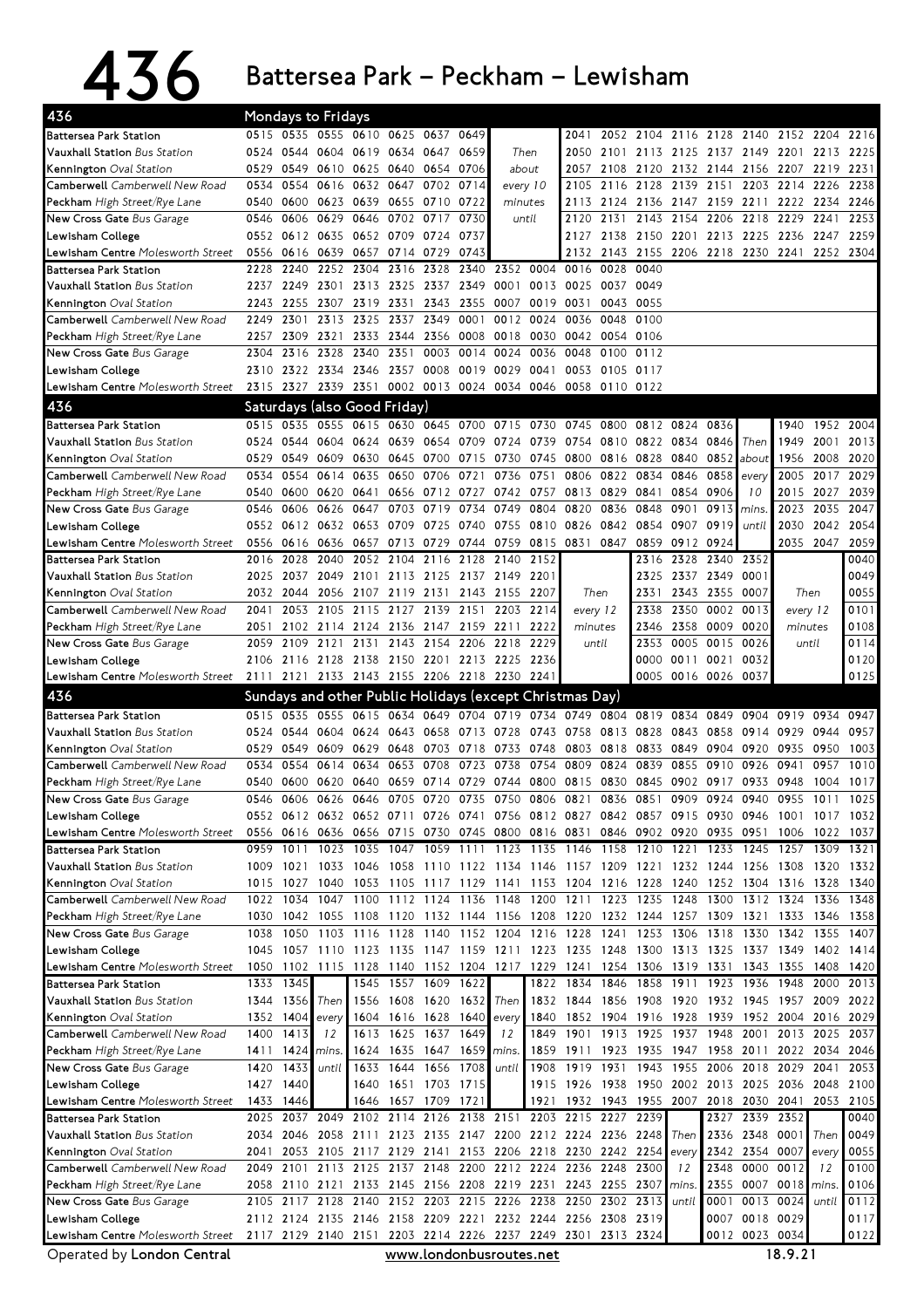# 436 Battersea Park – Peckham – Lewisham

## 436 Mondays to Fridays

| | | | | | | | | | | | | | | | | | |
|---|---|---|---|---|---|---|---|---|---|---|---|---|---|---|---|---|---|
| **Battersea Park** Station | 0515 | 0535 | 0555 | 0610 | 0625 | 0637 | 0649 | Then | 2041 | 2052 | 2104 | 2116 | 2128 | 2140 | 2152 | 2204 | 2216 |
| **Vauxhall** Station *Bus Station* | 0524 | 0544 | 0604 | 0619 | 0634 | 0647 | 0659 | about | 2050 | 2101 | 2113 | 2125 | 2137 | 2149 | 2201 | 2213 | 2225 |
| **Kennington** *Oval Station* | 0529 | 0549 | 0610 | 0625 | 0640 | 0654 | 0706 | every 10 | 2057 | 2108 | 2120 | 2132 | 2144 | 2156 | 2207 | 2219 | 2231 |
| **Camberwell** *Camberwell New Road* | 0534 | 0554 | 0616 | 0632 | 0647 | 0702 | 0714 | minutes | 2105 | 2116 | 2128 | 2139 | 2151 | 2203 | 2214 | 2226 | 2238 |
| **Peckham** *High Street/Rye Lane* | 0540 | 0600 | 0623 | 0639 | 0655 | 0710 | 0722 | until | 2113 | 2124 | 2136 | 2147 | 2159 | 2211 | 2222 | 2234 | 2246 |
| **New Cross Gate** *Bus Garage* | 0546 | 0606 | 0629 | 0646 | 0702 | 0717 | 0730 | | 2120 | 2131 | 2143 | 2154 | 2206 | 2218 | 2229 | 2241 | 2253 |
| **Lewisham College** | 0552 | 0612 | 0635 | 0652 | 0709 | 0724 | 0737 | | 2127 | 2138 | 2150 | 2201 | 2213 | 2225 | 2236 | 2247 | 2259 |
| **Lewisham Centre** *Molesworth Street* | 0556 | 0616 | 0639 | 0657 | 0714 | 0729 | 0743 | | 2132 | 2143 | 2155 | 2206 | 2218 | 2230 | 2241 | 2252 | 2304 |

| | | | | | | | | | | | | |
|---|---|---|---|---|---|---|---|---|---|---|---|---|
| **Battersea Park** Station | 2228 | 2240 | 2252 | 2304 | 2316 | 2328 | 2340 | 2352 | 0004 | 0016 | 0028 | 0040 |
| **Vauxhall** Station *Bus Station* | 2237 | 2249 | 2301 | 2313 | 2325 | 2337 | 2349 | 0001 | 0013 | 0025 | 0037 | 0049 |
| **Kennington** *Oval Station* | 2243 | 2255 | 2307 | 2319 | 2331 | 2343 | 2355 | 0007 | 0019 | 0031 | 0043 | 0055 |
| **Camberwell** *Camberwell New Road* | 2249 | 2301 | 2313 | 2325 | 2337 | 2349 | 0001 | 0012 | 0024 | 0036 | 0048 | 0100 |
| **Peckham** *High Street/Rye Lane* | 2257 | 2309 | 2321 | 2333 | 2344 | 2356 | 0008 | 0018 | 0030 | 0042 | 0054 | 0106 |
| **New Cross Gate** *Bus Garage* | 2304 | 2316 | 2328 | 2340 | 2351 | 0003 | 0014 | 0024 | 0036 | 0048 | 0100 | 0112 |
| **Lewisham College** | 2310 | 2322 | 2334 | 2346 | 2357 | 0008 | 0019 | 0029 | 0041 | 0053 | 0105 | 0117 |
| **Lewisham Centre** *Molesworth Street* | 2315 | 2327 | 2339 | 2351 | 0002 | 0013 | 0024 | 0034 | 0046 | 0058 | 0110 | 0122 |

## 436 Saturdays (also Good Friday)

| | | | | | | | | | | | | | | | | | | |
|---|---|---|---|---|---|---|---|---|---|---|---|---|---|---|---|---|---|---|
| **Battersea Park** Station | 0515 | 0535 | 0555 | 0615 | 0630 | 0645 | 0700 | 0715 | 0730 | 0745 | 0800 | 0812 | 0824 | 0836 | | 1940 | 1952 | 2004 |
| **Vauxhall** Station *Bus Station* | 0524 | 0544 | 0604 | 0624 | 0639 | 0654 | 0709 | 0724 | 0739 | 0754 | 0810 | 0822 | 0834 | 0846 | Then | 1949 | 2001 | 2013 |
| **Kennington** *Oval Station* | 0529 | 0549 | 0609 | 0630 | 0645 | 0700 | 0715 | 0730 | 0745 | 0800 | 0816 | 0828 | 0840 | 0852 | about | 1956 | 2008 | 2020 |
| **Camberwell** *Camberwell New Road* | 0534 | 0554 | 0614 | 0635 | 0650 | 0706 | 0721 | 0736 | 0751 | 0806 | 0822 | 0834 | 0846 | 0858 | every | 2005 | 2017 | 2029 |
| **Peckham** *High Street/Rye Lane* | 0540 | 0600 | 0620 | 0641 | 0656 | 0712 | 0727 | 0742 | 0757 | 0813 | 0829 | 0841 | 0854 | 0906 | 10 | 2015 | 2027 | 2039 |
| **New Cross Gate** *Bus Garage* | 0546 | 0606 | 0626 | 0647 | 0703 | 0719 | 0734 | 0749 | 0804 | 0820 | 0836 | 0848 | 0901 | 0913 | mins. | 2023 | 2035 | 2047 |
| **Lewisham College** | 0552 | 0612 | 0632 | 0653 | 0709 | 0725 | 0740 | 0755 | 0810 | 0826 | 0842 | 0854 | 0907 | 0919 | until | 2030 | 2042 | 2054 |
| **Lewisham Centre** *Molesworth Street* | 0556 | 0616 | 0636 | 0657 | 0713 | 0729 | 0744 | 0759 | 0815 | 0831 | 0847 | 0859 | 0912 | 0924 | | 2035 | 2047 | 2059 |

| | | | | | | | | | | | | | | | | |
|---|---|---|---|---|---|---|---|---|---|---|---|---|---|---|---|---|
| **Battersea Park** Station | 2016 | 2028 | 2040 | 2052 | 2104 | 2116 | 2128 | 2140 | 2152 | | 2316 | 2328 | 2340 | 2352 | | 0040 |
| **Vauxhall** Station *Bus Station* | 2025 | 2037 | 2049 | 2101 | 2113 | 2125 | 2137 | 2149 | 2201 | | 2325 | 2337 | 2349 | 0001 | | 0049 |
| **Kennington** *Oval Station* | 2032 | 2044 | 2056 | 2107 | 2119 | 2131 | 2143 | 2155 | 2207 | Then | 2331 | 2343 | 2355 | 0007 | Then | 0055 |
| **Camberwell** *Camberwell New Road* | 2041 | 2053 | 2105 | 2115 | 2127 | 2139 | 2151 | 2203 | 2214 | every 12 | 2338 | 2350 | 0002 | 0013 | every 12 | 0101 |
| **Peckham** *High Street/Rye Lane* | 2051 | 2102 | 2114 | 2124 | 2136 | 2147 | 2159 | 2211 | 2222 | minutes | 2346 | 2358 | 0009 | 0020 | minutes | 0108 |
| **New Cross Gate** *Bus Garage* | 2059 | 2109 | 2121 | 2131 | 2143 | 2154 | 2206 | 2218 | 2229 | until | 2353 | 0005 | 0015 | 0026 | until | 0114 |
| **Lewisham College** | 2106 | 2116 | 2128 | 2138 | 2150 | 2201 | 2213 | 2225 | 2236 | | 0000 | 0011 | 0021 | 0032 | | 0120 |
| **Lewisham Centre** *Molesworth Street* | 2111 | 2121 | 2133 | 2143 | 2155 | 2206 | 2218 | 2230 | 2241 | | 0005 | 0016 | 0026 | 0037 | | 0125 |

## 436 Sundays and other Public Holidays (except Christmas Day)

| | | | | | | | | | | | | | | | | | | |
|---|---|---|---|---|---|---|---|---|---|---|---|---|---|---|---|---|---|---|
| **Battersea Park** Station | 0515 | 0535 | 0555 | 0615 | 0634 | 0649 | 0704 | 0719 | 0734 | 0749 | 0804 | 0819 | 0834 | 0849 | 0904 | 0919 | 0934 | 0947 |
| **Vauxhall** Station *Bus Station* | 0524 | 0544 | 0604 | 0624 | 0643 | 0658 | 0713 | 0728 | 0743 | 0758 | 0813 | 0828 | 0843 | 0858 | 0914 | 0929 | 0944 | 0957 |
| **Kennington** *Oval Station* | 0529 | 0549 | 0609 | 0629 | 0648 | 0703 | 0718 | 0733 | 0748 | 0803 | 0818 | 0833 | 0849 | 0904 | 0920 | 0935 | 0950 | 1003 |
| **Camberwell** *Camberwell New Road* | 0534 | 0554 | 0614 | 0634 | 0653 | 0708 | 0723 | 0738 | 0754 | 0809 | 0824 | 0839 | 0855 | 0910 | 0926 | 0941 | 0957 | 1010 |
| **Peckham** *High Street/Rye Lane* | 0540 | 0600 | 0620 | 0640 | 0659 | 0714 | 0729 | 0744 | 0800 | 0815 | 0830 | 0845 | 0902 | 0917 | 0933 | 0948 | 1004 | 1017 |
| **New Cross Gate** *Bus Garage* | 0546 | 0606 | 0626 | 0646 | 0705 | 0720 | 0735 | 0750 | 0806 | 0821 | 0836 | 0851 | 0909 | 0924 | 0940 | 0955 | 1011 | 1025 |
| **Lewisham College** | 0552 | 0612 | 0632 | 0652 | 0711 | 0726 | 0741 | 0756 | 0812 | 0827 | 0842 | 0857 | 0915 | 0930 | 0946 | 1001 | 1017 | 1032 |
| **Lewisham Centre** *Molesworth Street* | 0556 | 0616 | 0636 | 0656 | 0715 | 0730 | 0745 | 0800 | 0816 | 0831 | 0846 | 0902 | 0920 | 0935 | 0951 | 1006 | 1022 | 1037 |

| | | | | | | | | | | | | | | | | | | |
|---|---|---|---|---|---|---|---|---|---|---|---|---|---|---|---|---|---|---|
| **Battersea Park** Station | 0959 | 1011 | 1023 | 1035 | 1047 | 1059 | 1111 | 1123 | 1135 | 1146 | 1158 | 1210 | 1221 | 1233 | 1245 | 1257 | 1309 | 1321 |
| **Vauxhall** Station *Bus Station* | 1009 | 1021 | 1033 | 1046 | 1058 | 1110 | 1122 | 1134 | 1146 | 1157 | 1209 | 1221 | 1232 | 1244 | 1256 | 1308 | 1320 | 1332 |
| **Kennington** *Oval Station* | 1015 | 1027 | 1040 | 1053 | 1105 | 1117 | 1129 | 1141 | 1153 | 1204 | 1216 | 1228 | 1240 | 1252 | 1304 | 1316 | 1328 | 1340 |
| **Camberwell** *Camberwell New Road* | 1022 | 1034 | 1047 | 1100 | 1112 | 1124 | 1136 | 1148 | 1200 | 1211 | 1223 | 1235 | 1248 | 1300 | 1312 | 1324 | 1336 | 1348 |
| **Peckham** *High Street/Rye Lane* | 1030 | 1042 | 1055 | 1108 | 1120 | 1132 | 1144 | 1156 | 1208 | 1220 | 1232 | 1244 | 1257 | 1309 | 1321 | 1333 | 1346 | 1358 |
| **New Cross Gate** *Bus Garage* | 1038 | 1050 | 1103 | 1116 | 1128 | 1140 | 1152 | 1204 | 1216 | 1228 | 1241 | 1253 | 1306 | 1318 | 1330 | 1342 | 1355 | 1407 |
| **Lewisham College** | 1045 | 1057 | 1110 | 1123 | 1135 | 1147 | 1159 | 1211 | 1223 | 1235 | 1248 | 1300 | 1313 | 1325 | 1337 | 1349 | 1402 | 1414 |
| **Lewisham Centre** *Molesworth Street* | 1050 | 1102 | 1115 | 1128 | 1140 | 1152 | 1204 | 1217 | 1229 | 1241 | 1254 | 1306 | 1319 | 1331 | 1343 | 1355 | 1408 | 1420 |

| | | | | | | | | | | | | | | | | | | |
|---|---|---|---|---|---|---|---|---|---|---|---|---|---|---|---|---|---|---|
| **Battersea Park** Station | 1333 | 1345 | | 1545 | 1557 | 1609 | 1622 | | 1822 | 1834 | 1846 | 1858 | 1911 | 1923 | 1936 | 1948 | 2000 | 2013 |
| **Vauxhall** Station *Bus Station* | 1344 | 1356 | Then | 1556 | 1608 | 1620 | 1632 | Then | 1832 | 1844 | 1856 | 1908 | 1920 | 1932 | 1945 | 1957 | 2009 | 2022 |
| **Kennington** *Oval Station* | 1352 | 1404 | every | 1604 | 1616 | 1628 | 1640 | every | 1840 | 1852 | 1904 | 1916 | 1928 | 1939 | 1952 | 2004 | 2016 | 2029 |
| **Camberwell** *Camberwell New Road* | 1400 | 1413 | 12 | 1613 | 1625 | 1637 | 1649 | 12 | 1849 | 1901 | 1913 | 1925 | 1937 | 1948 | 2001 | 2013 | 2025 | 2037 |
| **Peckham** *High Street/Rye Lane* | 1411 | 1424 | mins. | 1624 | 1635 | 1647 | 1659 | mins. | 1859 | 1911 | 1923 | 1935 | 1947 | 1958 | 2011 | 2022 | 2034 | 2046 |
| **New Cross Gate** *Bus Garage* | 1420 | 1433 | until | 1633 | 1644 | 1656 | 1708 | until | 1908 | 1919 | 1931 | 1943 | 1955 | 2006 | 2018 | 2029 | 2041 | 2053 |
| **Lewisham College** | 1427 | 1440 | | 1640 | 1651 | 1703 | 1715 | | 1915 | 1926 | 1938 | 1950 | 2002 | 2013 | 2025 | 2036 | 2048 | 2100 |
| **Lewisham Centre** *Molesworth Street* | 1433 | 1446 | | 1646 | 1657 | 1709 | 1721 | | 1921 | 1932 | 1943 | 1955 | 2007 | 2018 | 2030 | 2041 | 2053 | 2105 |

| | | | | | | | | | | | | | | | | | |
|---|---|---|---|---|---|---|---|---|---|---|---|---|---|---|---|---|---|
| **Battersea Park** Station | 2025 | 2037 | 2049 | 2102 | 2114 | 2126 | 2138 | 2151 | 2203 | 2215 | 2227 | 2239 | | 2327 | 2339 | 2352 | | 0040 |
| **Vauxhall** Station *Bus Station* | 2034 | 2046 | 2058 | 2111 | 2123 | 2135 | 2147 | 2200 | 2212 | 2224 | 2236 | 2248 | Then | 2336 | 2348 | 0001 | Then | 0049 |
| **Kennington** *Oval Station* | 2041 | 2053 | 2105 | 2117 | 2129 | 2141 | 2153 | 2206 | 2218 | 2230 | 2242 | 2254 | every | 2342 | 2354 | 0007 | every | 0055 |
| **Camberwell** *Camberwell New Road* | 2049 | 2101 | 2113 | 2125 | 2137 | 2148 | 2200 | 2212 | 2224 | 2236 | 2248 | 2300 | 12 | 2348 | 0000 | 0012 | 12 | 0100 |
| **Peckham** *High Street/Rye Lane* | 2058 | 2110 | 2121 | 2133 | 2145 | 2156 | 2208 | 2219 | 2231 | 2243 | 2255 | 2307 | mins. | 2355 | 0007 | 0018 | mins. | 0106 |
| **New Cross Gate** *Bus Garage* | 2105 | 2117 | 2128 | 2140 | 2152 | 2203 | 2215 | 2226 | 2238 | 2250 | 2302 | 2313 | until | 0001 | 0013 | 0024 | until | 0112 |
| **Lewisham College** | 2112 | 2124 | 2135 | 2146 | 2158 | 2209 | 2221 | 2232 | 2244 | 2256 | 2308 | 2319 | | 0007 | 0018 | 0029 | | 0117 |
| **Lewisham Centre** *Molesworth Street* | 2117 | 2129 | 2140 | 2151 | 2203 | 2214 | 2226 | 2237 | 2249 | 2301 | 2313 | 2324 | | 0012 | 0023 | 0034 | | 0122 |

Operated by **London Central** www.londonbusroutes.net 18.9.21